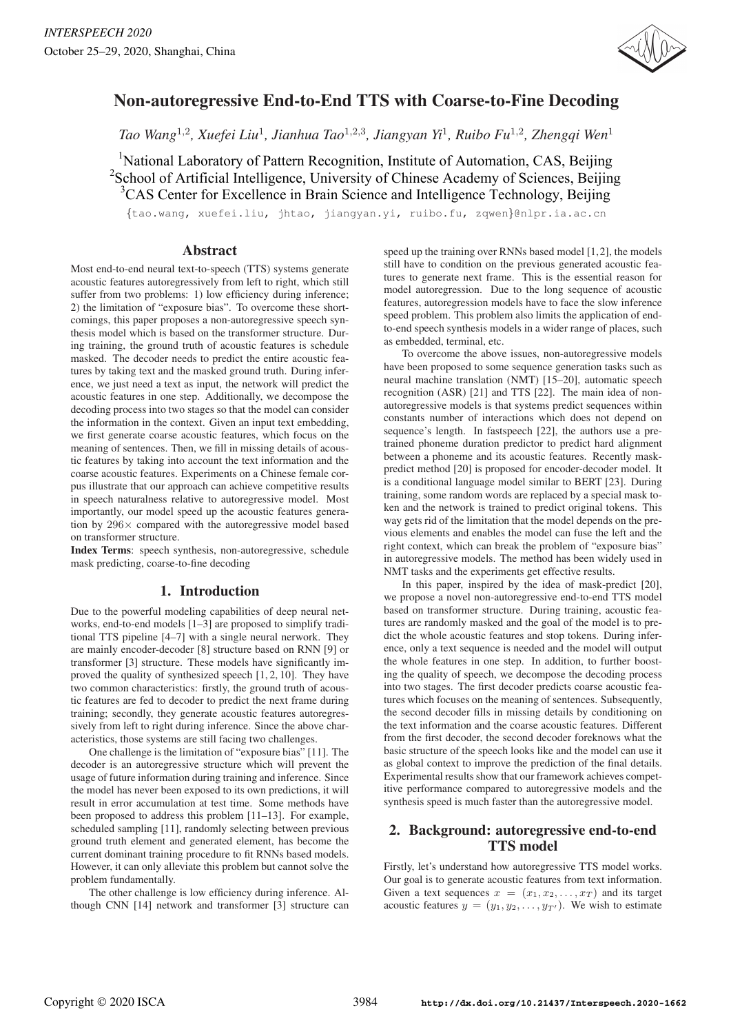# Non-autoregressive End-to-End TTS with Coarse-to-Fine Decoding

*Tao Wang*[1,2], *Xuefei Liu*[1], *Jianhua Tao*[1,2,3], *Jiangyan Yi*[1], *Ruibo Fu*[1,2], *Zhengqi Wen*[1]

[1]National Laboratory of Pattern Recognition, Institute of Automation, CAS, Beijing
[2]School of Artificial Intelligence, University of Chinese Academy of Sciences, Beijing
[3]CAS Center for Excellence in Brain Science and Intelligence Technology, Beijing

{tao.wang, xuefei.liu, jhtao, jiangyan.yi, ruibo.fu, zqwen}@nlpr.ia.ac.cn

## Abstract

Most end-to-end neural text-to-speech (TTS) systems generate acoustic features autoregressively from left to right, which still suffer from two problems: 1) low efficiency during inference; 2) the limitation of "exposure bias". To overcome these shortcomings, this paper proposes a non-autoregressive speech synthesis model which is based on the transformer structure. During training, the ground truth of acoustic features is schedule masked. The decoder needs to predict the entire acoustic features by taking text and the masked ground truth. During inference, we just need a text as input, the network will predict the acoustic features in one step. Additionally, we decompose the decoding process into two stages so that the model can consider the information in the context. Given an input text embedding, we first generate coarse acoustic features, which focus on the meaning of sentences. Then, we fill in missing details of acoustic features by taking into account the text information and the coarse acoustic features. Experiments on a Chinese female corpus illustrate that our approach can achieve competitive results in speech naturalness relative to autoregressive model. Most importantly, our model speed up the acoustic features generation by $296\times$ compared with the autoregressive model based on transformer structure.

**Index Terms**: speech synthesis, non-autoregressive, schedule mask predicting, coarse-to-fine decoding

## 1. Introduction

Due to the powerful modeling capabilities of deep neural networks, end-to-end models [1–3] are proposed to simplify traditional TTS pipeline [4–7] with a single neural nerwork. They are mainly encoder-decoder [8] structure based on RNN [9] or transformer [3] structure. These models have significantly improved the quality of synthesized speech [1, 2, 10]. They have two common characteristics: firstly, the ground truth of acoustic features are fed to decoder to predict the next frame during training; secondly, they generate acoustic features autoregressively from left to right during inference. Since the above characteristics, those systems are still facing two challenges.

One challenge is the limitation of "exposure bias" [11]. The decoder is an autoregressive structure which will prevent the usage of future information during training and inference. Since the model has never been exposed to its own predictions, it will result in error accumulation at test time. Some methods have been proposed to address this problem [11–13]. For example, scheduled sampling [11], randomly selecting between previous ground truth element and generated element, has become the current dominant training procedure to fit RNNs based models. However, it can only alleviate this problem but cannot solve the problem fundamentally.

The other challenge is low efficiency during inference. Although CNN [14] network and transformer [3] structure can speed up the training over RNNs based model [1, 2], the models still have to condition on the previous generated acoustic features to generate next frame. This is the essential reason for model autoregression. Due to the long sequence of acoustic features, autoregression models have to face the slow inference speed problem. This problem also limits the application of end-to-end speech synthesis models in a wider range of places, such as embedded, terminal, etc.

To overcome the above issues, non-autoregressive models have been proposed to some sequence generation tasks such as neural machine translation (NMT) [15–20], automatic speech recognition (ASR) [21] and TTS [22]. The main idea of non-autoregressive models is that systems predict sequences within constants number of interactions which does not depend on sequence's length. In fastspeech [22], the authors use a pretrained phoneme duration predictor to predict hard alignment between a phoneme and its acoustic features. Recently mask-predict method [20] is proposed for encoder-decoder model. It is a conditional language model similar to BERT [23]. During training, some random words are replaced by a special mask token and the network is trained to predict original tokens. This way gets rid of the limitation that the model depends on the previous elements and enables the model can fuse the left and the right context, which can break the problem of "exposure bias" in autoregressive models. The method has been widely used in NMT tasks and the experiments get effective results.

In this paper, inspired by the idea of mask-predict [20], we propose a novel non-autoregressive end-to-end TTS model based on transformer structure. During training, acoustic features are randomly masked and the goal of the model is to predict the whole acoustic features and stop tokens. During inference, only a text sequence is needed and the model will output the whole features in one step. In addition, to further boosting the quality of speech, we decompose the decoding process into two stages. The first decoder predicts coarse acoustic features which focuses on the meaning of sentences. Subsequently, the second decoder fills in missing details by conditioning on the text information and the coarse acoustic features. Different from the first decoder, the second decoder foreknows what the basic structure of the speech looks like and the model can use it as global context to improve the prediction of the final details. Experimental results show that our framework achieves competitive performance compared to autoregressive models and the synthesis speed is much faster than the autoregressive model.

## 2. Background: autoregressive end-to-end TTS model

Firstly, let's understand how autoregressive TTS model works. Our goal is to generate acoustic features from text information. Given a text sequences $x = (x_1, x_2, \ldots, x_T)$ and its target acoustic features $y = (y_1, y_2, \ldots, y_{T'})$. We wish to estimate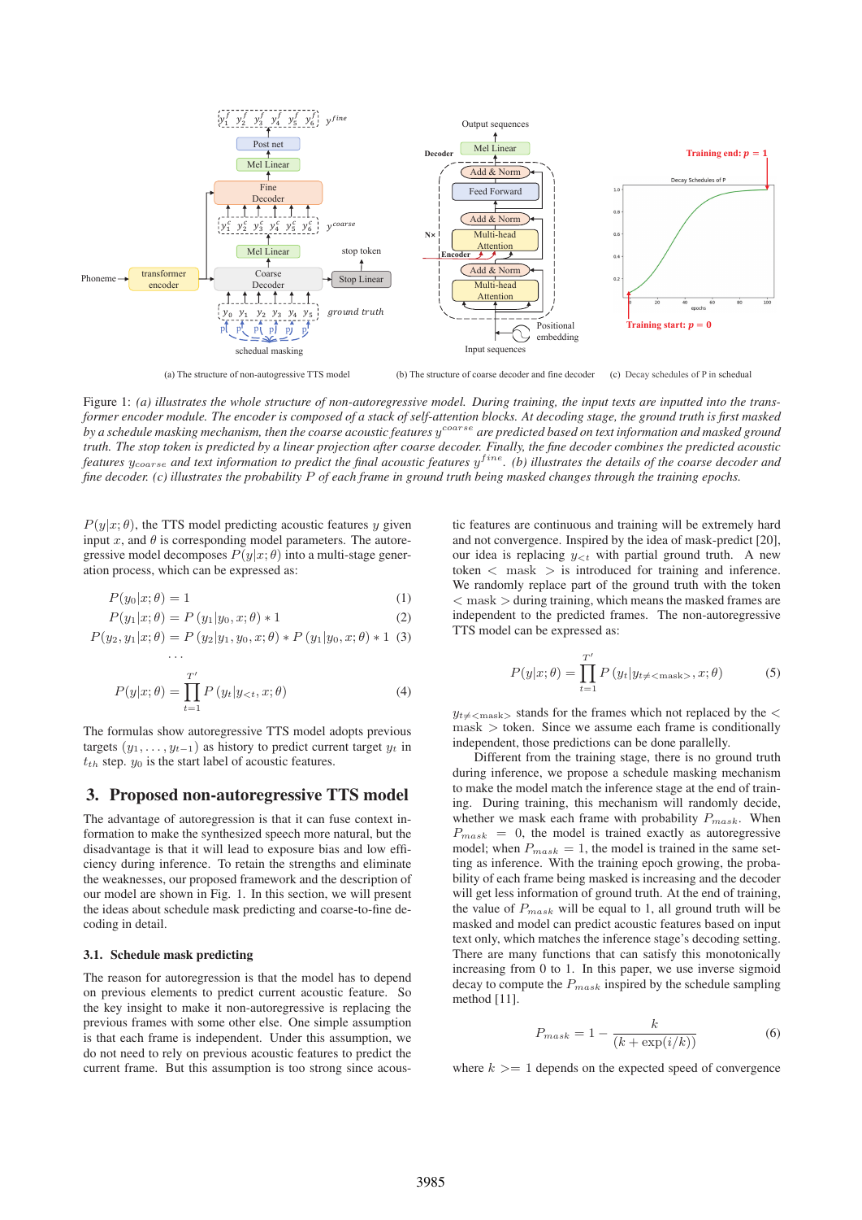(a) The structure of non-autoregressive TTS model

(b) The structure of coarse decoder and fine decoder

(c) Decay schedules of P in schedual

Figure 1: *(a) illustrates the whole structure of non-autoregressive model. During training, the input texts are inputted into the transformer encoder module. The encoder is composed of a stack of self-attention blocks. At decoding stage, the ground truth is first masked by a schedule masking mechanism, then the coarse acoustic features $y^{coarse}$ are predicted based on text information and masked ground truth. The stop token is predicted by a linear projection after coarse decoder. Finally, the fine decoder combines the predicted acoustic features $y_{coarse}$ and text information to predict the final acoustic features $y^{fine}$. (b) illustrates the details of the coarse decoder and fine decoder. (c) illustrates the probability $P$ of each frame in ground truth being masked changes through the training epochs.*

$P(y|x;\theta)$, the TTS model predicting acoustic features $y$ given input $x$, and $\theta$ is corresponding model parameters. The autoregressive model decomposes $P(y|x;\theta)$ into a multi-stage generation process, which can be expressed as:

$$P(y_0|x;\theta) = 1 \tag{1}$$

$$P(y_1|x;\theta) = P(y_1|y_0,x;\theta) * 1 \tag{2}$$

$$P(y_2,y_1|x;\theta) = P(y_2|y_1,y_0,x;\theta) * P(y_1|y_0,x;\theta) * 1 \tag{3}$$

$$\cdots$$

$$P(y|x;\theta) = \prod_{t=1}^{T'} P(y_t|y_{<t},x;\theta) \tag{4}$$

The formulas show autoregressive TTS model adopts previous targets $(y_1,\ldots,y_{t-1})$ as history to predict current target $y_t$ in $t_{th}$ step. $y_0$ is the start label of acoustic features.

## 3. Proposed non-autoregressive TTS model

The advantage of autoregression is that it can fuse context information to make the synthesized speech more natural, but the disadvantage is that it will lead to exposure bias and low efficiency during inference. To retain the strengths and eliminate the weaknesses, our proposed framework and the description of our model are shown in Fig. 1. In this section, we will present the ideas about schedule mask predicting and coarse-to-fine decoding in detail.

### 3.1. Schedule mask predicting

The reason for autoregression is that the model has to depend on previous elements to predict current acoustic feature. So the key insight to make it non-autoregressive is replacing the previous frames with some other else. One simple assumption is that each frame is independent. Under this assumption, we do not need to rely on previous acoustic features to predict the current frame. But this assumption is too strong since acoustic features are continuous and training will be extremely hard and not convergence. Inspired by the idea of mask-predict [20], our idea is replacing $y_{<t}$ with partial ground truth. A new token $<$ mask $>$ is introduced for training and inference. We randomly replace part of the ground truth with the token $<$ mask $>$ during training, which means the masked frames are independent to the predicted frames. The non-autoregressive TTS model can be expressed as:

$$P(y|x;\theta) = \prod_{t=1}^{T'} P\left(y_t|y_{t\neq<\text{mask}>},x;\theta\right) \tag{5}$$

$y_{t\neq<\text{mask}>}$ stands for the frames which not replaced by the $<$ mask $>$ token. Since we assume each frame is conditionally independent, those predictions can be done parallelly.

Different from the training stage, there is no ground truth during inference, we propose a schedule masking mechanism to make the model match the inference stage at the end of training. During training, this mechanism will randomly decide, whether we mask each frame with probability $P_{mask}$. When $P_{mask} = 0$, the model is trained exactly as autoregressive model; when $P_{mask} = 1$, the model is trained in the same setting as inference. With the training epoch growing, the probability of each frame being masked is increasing and the decoder will get less information of ground truth. At the end of training, the value of $P_{mask}$ will be equal to 1, all ground truth will be masked and model can predict acoustic features based on input text only, which matches the inference stage's decoding setting. There are many functions that can satisfy this monotonically increasing from 0 to 1. In this paper, we use inverse sigmoid decay to compute the $P_{mask}$ inspired by the schedule sampling method [11].

$$P_{mask} = 1 - \frac{k}{(k+\exp(i/k))} \tag{6}$$

where $k >= 1$ depends on the expected speed of convergence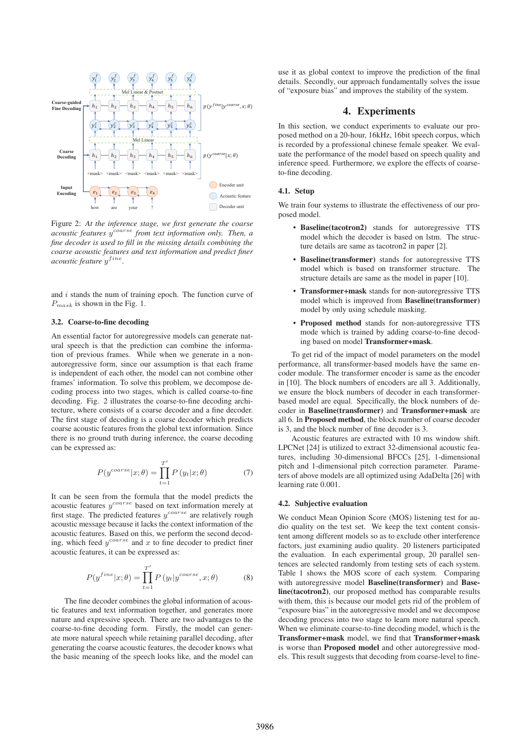Figure 2: *At the inference stage, we first generate the coarse acoustic features $y^{coarse}$ from text information only. Then, a fine decoder is used to fill in the missing details combining the coarse acoustic features and text information and predict finer acoustic feature $y^{fine}$.*

and $i$ stands the num of training epoch. The function curve of $P_{mask}$ is shown in the Fig. 1.

### 3.2. Coarse-to-fine decoding

An essential factor for autoregressive models can generate natural speech is that the prediction can combine the information of previous frames. While when we generate in a non-autoregressive form, since our assumption is that each frame is independent of each other, the model can not combine other frames' information. To solve this problem, we decompose decoding process into two stages, which is called coarse-to-fine decoding. Fig. 2 illustrates the coarse-to-fine decoding architecture, where consists of a coarse decoder and a fine decoder. The first stage of decoding is a coarse decoder which predicts coarse acoustic features from the global text information. Since there is no ground truth during inference, the coarse decoding can be expressed as:

$$P(y^{coarse}|x;\theta) = \prod_{t=1}^{T'} P\left(y_t|x;\theta\right) \tag{7}$$

It can be seen from the formula that the model predicts the acoustic features $y^{coarse}$ based on text information merely at first stage. The predicted features $y^{coarse}$ are relatively rough acoustic message because it lacks the context information of the acoustic features. Based on this, we perform the second decoding, which feed $y^{coarse}$ and $x$ to fine decoder to predict finer acoustic features, it can be expressed as:

$$P(y^{fine}|x;\theta) = \prod_{t=1}^{T'} P\left(y_t|y^{coarse}, x;\theta\right) \tag{8}$$

The fine decoder combines the global information of acoustic features and text information together, and generates more nature and expressive speech. There are two advantages to the coarse-to-fine decoding form. Firstly, the model can generate more natural speech while retaining parallel decoding, after generating the coarse acoustic features, the decoder knows what the basic meaning of the speech looks like, and the model can use it as global context to improve the prediction of the final details. Secondly, our approach fundamentally solves the issue of "exposure bias" and improves the stability of the system.

## 4. Experiments

In this section, we conduct experiments to evaluate our proposed method on a 20-hour, 16kHz, 16bit speech corpus, which is recorded by a professional chinese female speaker. We evaluate the performance of the model based on speech quality and inference speed. Furthermore, we explore the effects of coarse-to-fine decoding.

### 4.1. Setup

We train four systems to illustrate the effectiveness of our proposed model.

- **Baseline(tacotron2)** stands for autoregressive TTS model which the decoder is based on lstm. The structure details are same as tacotron2 in paper [2].
- **Baseline(transformer)** stands for autoregressive TTS model which is based on transformer structure. The structure details are same as the model in paper [10].
- **Transformer+mask** stands for non-autoregressive TTS model which is improved from **Baseline(transformer)** model by only using schedule masking.
- **Proposed method** stands for non-autoregressive TTS mode which is trained by adding coarse-to-fine decoding based on model **Transformer+mask**.

To get rid of the impact of model parameters on the model performance, all transformer-based models have the same encoder module. The transformer encoder is same as the encoder in [10]. The block numbers of encoders are all 3. Additionally, we ensure the block numbers of decoder in each transformer-based model are equal. Specifically, the block numbers of decoder in **Baseline(transformer)** and **Transformer+mask** are all 6. In **Proposed method**, the block number of coarse decoder is 3, and the block number of fine decoder is 3.

Acoustic features are extracted with 10 ms window shift. LPCNet [24] is utilized to extract 32-dimensional acoustic features, including 30-dimensional BFCCs [25], 1-dimensional pitch and 1-dimensional pitch correction parameter. Parameters of above models are all optimized using AdaDelta [26] with learning rate 0.001.

### 4.2. Subjective evaluation

We conduct Mean Opinion Score (MOS) listening test for audio quality on the test set. We keep the text content consistent among different models so as to exclude other interference factors, just examining audio quality. 20 listeners participated the evaluation. In each experimental group, 20 parallel sentences are selected randomly from testing sets of each system. Table 1 shows the MOS score of each system. Comparing with autoregressive model **Baseline(transformer)** and **Baseline(tacotron2)**, our proposed method has comparable results with them, this is because our model gets rid of the problem of "exposure bias" in the autoregressive model and we decompose decoding process into two stage to learn more natural speech. When we eliminate coarse-to-fine decoding model, which is the **Transformer+mask** model, we find that **Transformer+mask** is worse than **Proposed model** and other autoregressive models. This result suggests that decoding from coarse-level to fine-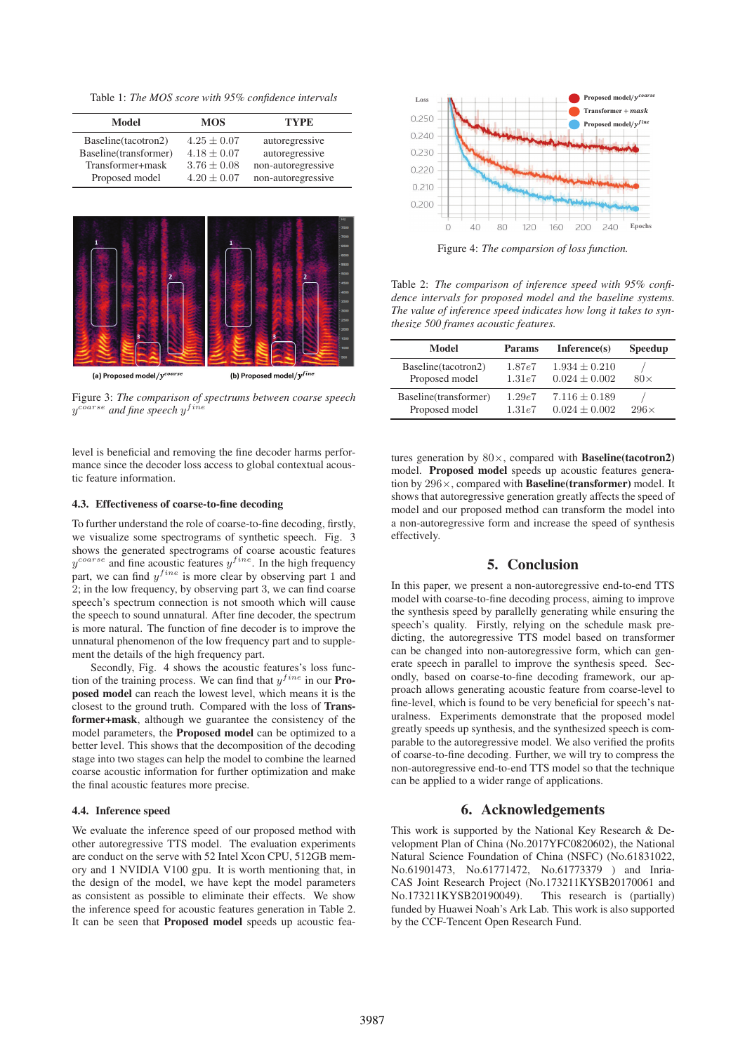Table 1: *The MOS score with 95% confidence intervals*

| Model | MOS | TYPE |
|---|---|---|
| Baseline(tacotron2) | $4.25 \pm 0.07$ | autoregressive |
| Baseline(transformer) | $4.18 \pm 0.07$ | autoregressive |
| Transformer+mask | $3.76 \pm 0.08$ | non-autoregressive |
| Proposed model | $4.20 \pm 0.07$ | non-autoregressive |

(a) Proposed model/$y^{coarse}$ (b) Proposed model/$y^{fine}$

Figure 3: *The comparison of spectrums between coarse speech $y^{coarse}$ and fine speech $y^{fine}$*

level is beneficial and removing the fine decoder harms performance since the decoder loss access to global contextual acoustic feature information.

### 4.3. Effectiveness of coarse-to-fine decoding

To further understand the role of coarse-to-fine decoding, firstly, we visualize some spectrograms of synthetic speech. Fig. 3 shows the generated spectrograms of coarse acoustic features $y^{coarse}$ and fine acoustic features $y^{fine}$. In the high frequency part, we can find $y^{fine}$ is more clear by observing part 1 and 2; in the low frequency, by observing part 3, we can find coarse speech's spectrum connection is not smooth which will cause the speech to sound unnatural. After fine decoder, the spectrum is more natural. The function of fine decoder is to improve the unnatural phenomenon of the low frequency part and to supplement the details of the high frequency part.

Secondly, Fig. 4 shows the acoustic features's loss function of the training process. We can find that $y^{fine}$ in our **Proposed model** can reach the lowest level, which means it is the closest to the ground truth. Compared with the loss of **Transformer+mask**, although we guarantee the consistency of the model parameters, the **Proposed model** can be optimized to a better level. This shows that the decomposition of the decoding stage into two stages can help the model to combine the learned coarse acoustic information for further optimization and make the final acoustic features more precise.

### 4.4. Inference speed

We evaluate the inference speed of our proposed method with other autoregressive TTS model. The evaluation experiments are conduct on the serve with 52 Intel Xcon CPU, 512GB memory and 1 NVIDIA V100 gpu. It is worth mentioning that, in the design of the model, we have kept the model parameters as consistent as possible to eliminate their effects. We show the inference speed for acoustic features generation in Table 2. It can be seen that **Proposed model** speeds up acoustic features generation by $80\times$, compared with **Baseline(tacotron2)** model. **Proposed model** speeds up acoustic features generation by $296\times$, compared with **Baseline(transformer)** model. It shows that autoregressive generation greatly affects the speed of model and our proposed method can transform the model into a non-autoregressive form and increase the speed of synthesis effectively.

Figure 4: *The comparison of loss function.*

Table 2: *The comparison of inference speed with 95% confidence intervals for proposed model and the baseline systems. The value of inference speed indicates how long it takes to synthesize 500 frames acoustic features.*

| Model | Params | Inference(s) | Speedup |
|---|---|---|---|
| Baseline(tacotron2) | $1.87e7$ | $1.934 \pm 0.210$ | / |
| Proposed model | $1.31e7$ | $0.024 \pm 0.002$ | $80\times$ |
| Baseline(transformer) | $1.29e7$ | $7.116 \pm 0.189$ | / |
| Proposed model | $1.31e7$ | $0.024 \pm 0.002$ | $296\times$ |

## 5. Conclusion

In this paper, we present a non-autoregressive end-to-end TTS model with coarse-to-fine decoding process, aiming to improve the synthesis speed by parallelly generating while ensuring the speech's quality. Firstly, relying on the schedule mask predicting, the autoregressive TTS model based on transformer can be changed into non-autoregressive form, which can generate speech in parallel to improve the synthesis speed. Secondly, based on coarse-to-fine decoding framework, our approach allows generating acoustic feature from coarse-level to fine-level, which is found to be very beneficial for speech's naturalness. Experiments demonstrate that the proposed model greatly speeds up synthesis, and the synthesized speech is comparable to the autoregressive model. We also verified the profits of coarse-to-fine decoding. Further, we will try to compress the non-autoregressive end-to-end TTS model so that the technique can be applied to a wider range of applications.

## 6. Acknowledgements

This work is supported by the National Key Research & Development Plan of China (No.2017YFC0820602), the National Natural Science Foundation of China (NSFC) (No.61831022, No.61901473, No.61771472, No.61773379 ) and Inria-CAS Joint Research Project (No.173211KYSB20170061 and No.173211KYSB20190049). This research is (partially) funded by Huawei Noah's Ark Lab. This work is also supported by the CCF-Tencent Open Research Fund.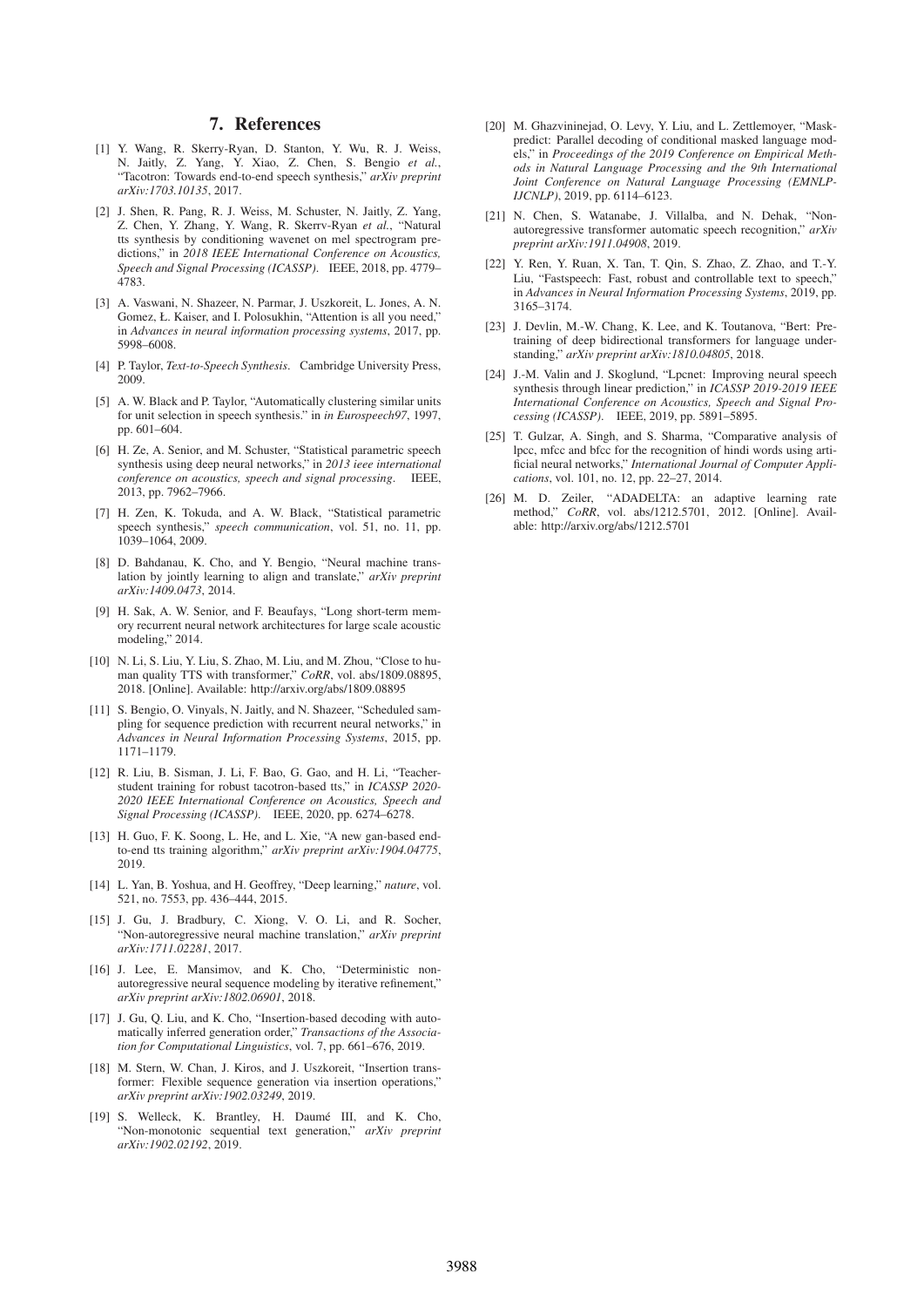## 7. References

[1] Y. Wang, R. Skerry-Ryan, D. Stanton, Y. Wu, R. J. Weiss, N. Jaitly, Z. Yang, Y. Xiao, Z. Chen, S. Bengio *et al.*, "Tacotron: Towards end-to-end speech synthesis," *arXiv preprint arXiv:1703.10135*, 2017.

[2] J. Shen, R. Pang, R. J. Weiss, M. Schuster, N. Jaitly, Z. Yang, Z. Chen, Y. Zhang, Y. Wang, R. Skerrv-Ryan *et al.*, "Natural tts synthesis by conditioning wavenet on mel spectrogram predictions," in *2018 IEEE International Conference on Acoustics, Speech and Signal Processing (ICASSP)*. IEEE, 2018, pp. 4779–4783.

[3] A. Vaswani, N. Shazeer, N. Parmar, J. Uszkoreit, L. Jones, A. N. Gomez, Ł. Kaiser, and I. Polosukhin, "Attention is all you need," in *Advances in neural information processing systems*, 2017, pp. 5998–6008.

[4] P. Taylor, *Text-to-Speech Synthesis*. Cambridge University Press, 2009.

[5] A. W. Black and P. Taylor, "Automatically clustering similar units for unit selection in speech synthesis." in *in Eurospeech97*, 1997, pp. 601–604.

[6] H. Ze, A. Senior, and M. Schuster, "Statistical parametric speech synthesis using deep neural networks," in *2013 ieee international conference on acoustics, speech and signal processing*. IEEE, 2013, pp. 7962–7966.

[7] H. Zen, K. Tokuda, and A. W. Black, "Statistical parametric speech synthesis," *speech communication*, vol. 51, no. 11, pp. 1039–1064, 2009.

[8] D. Bahdanau, K. Cho, and Y. Bengio, "Neural machine translation by jointly learning to align and translate," *arXiv preprint arXiv:1409.0473*, 2014.

[9] H. Sak, A. W. Senior, and F. Beaufays, "Long short-term memory recurrent neural network architectures for large scale acoustic modeling," 2014.

[10] N. Li, S. Liu, Y. Liu, S. Zhao, M. Liu, and M. Zhou, "Close to human quality TTS with transformer," *CoRR*, vol. abs/1809.08895, 2018. [Online]. Available: http://arxiv.org/abs/1809.08895

[11] S. Bengio, O. Vinyals, N. Jaitly, and N. Shazeer, "Scheduled sampling for sequence prediction with recurrent neural networks," in *Advances in Neural Information Processing Systems*, 2015, pp. 1171–1179.

[12] R. Liu, B. Sisman, J. Li, F. Bao, G. Gao, and H. Li, "Teacher-student training for robust tacotron-based tts," in *ICASSP 2020-2020 IEEE International Conference on Acoustics, Speech and Signal Processing (ICASSP)*. IEEE, 2020, pp. 6274–6278.

[13] H. Guo, F. K. Soong, L. He, and L. Xie, "A new gan-based end-to-end tts training algorithm," *arXiv preprint arXiv:1904.04775*, 2019.

[14] L. Yan, B. Yoshua, and H. Geoffrey, "Deep learning," *nature*, vol. 521, no. 7553, pp. 436–444, 2015.

[15] J. Gu, J. Bradbury, C. Xiong, V. O. Li, and R. Socher, "Non-autoregressive neural machine translation," *arXiv preprint arXiv:1711.02281*, 2017.

[16] J. Lee, E. Mansimov, and K. Cho, "Deterministic non-autoregressive neural sequence modeling by iterative refinement," *arXiv preprint arXiv:1802.06901*, 2018.

[17] J. Gu, Q. Liu, and K. Cho, "Insertion-based decoding with automatically inferred generation order," *Transactions of the Association for Computational Linguistics*, vol. 7, pp. 661–676, 2019.

[18] M. Stern, W. Chan, J. Kiros, and J. Uszkoreit, "Insertion transformer: Flexible sequence generation via insertion operations," *arXiv preprint arXiv:1902.03249*, 2019.

[19] S. Welleck, K. Brantley, H. Daumé III, and K. Cho, "Non-monotonic sequential text generation," *arXiv preprint arXiv:1902.02192*, 2019.

[20] M. Ghazvininejad, O. Levy, Y. Liu, and L. Zettlemoyer, "Mask-predict: Parallel decoding of conditional masked language models," in *Proceedings of the 2019 Conference on Empirical Methods in Natural Language Processing and the 9th International Joint Conference on Natural Language Processing (EMNLP-IJCNLP)*, 2019, pp. 6114–6123.

[21] N. Chen, S. Watanabe, J. Villalba, and N. Dehak, "Non-autoregressive transformer automatic speech recognition," *arXiv preprint arXiv:1911.04908*, 2019.

[22] Y. Ren, Y. Ruan, X. Tan, T. Qin, S. Zhao, Z. Zhao, and T.-Y. Liu, "Fastspeech: Fast, robust and controllable text to speech," in *Advances in Neural Information Processing Systems*, 2019, pp. 3165–3174.

[23] J. Devlin, M.-W. Chang, K. Lee, and K. Toutanova, "Bert: Pre-training of deep bidirectional transformers for language understanding," *arXiv preprint arXiv:1810.04805*, 2018.

[24] J.-M. Valin and J. Skoglund, "Lpcnet: Improving neural speech synthesis through linear prediction," in *ICASSP 2019-2019 IEEE International Conference on Acoustics, Speech and Signal Processing (ICASSP)*. IEEE, 2019, pp. 5891–5895.

[25] T. Gulzar, A. Singh, and S. Sharma, "Comparative analysis of lpcc, mfcc and bfcc for the recognition of hindi words using artificial neural networks," *International Journal of Computer Applications*, vol. 101, no. 12, pp. 22–27, 2014.

[26] M. D. Zeiler, "ADADELTA: an adaptive learning rate method," *CoRR*, vol. abs/1212.5701, 2012. [Online]. Available: http://arxiv.org/abs/1212.5701